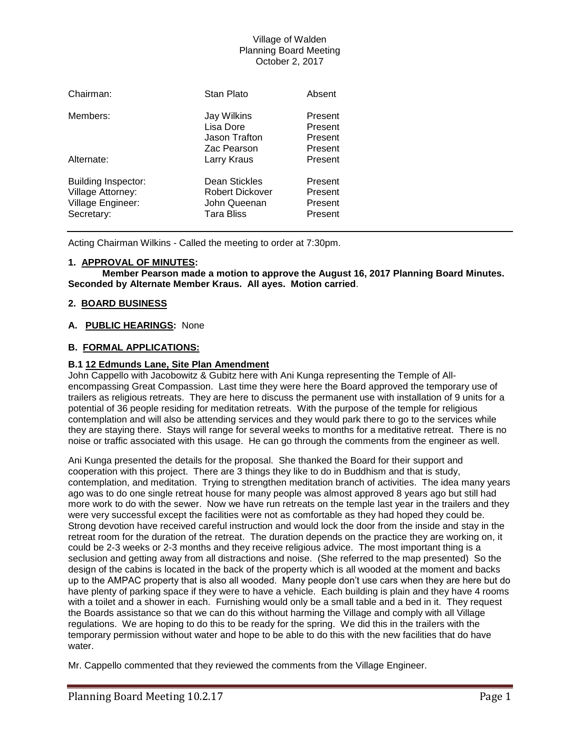Village of Walden
Planning Board Meeting
October 2, 2017

| | | |
|---|---|---|
| Chairman: | Stan Plato | Absent |
| Members: | Jay Wilkins | Present |
| | Lisa Dore | Present |
| | Jason Trafton | Present |
| | Zac Pearson | Present |
| Alternate: | Larry Kraus | Present |
| Building Inspector: | Dean Stickles | Present |
| Village Attorney: | Robert Dickover | Present |
| Village Engineer: | John Queenan | Present |
| Secretary: | Tara Bliss | Present |

Acting Chairman Wilkins - Called the meeting to order at 7:30pm.

**1. APPROVAL OF MINUTES:**

**Member Pearson made a motion to approve the August 16, 2017 Planning Board Minutes. Seconded by Alternate Member Kraus. All ayes. Motion carried**.

**2. BOARD BUSINESS**

**A. PUBLIC HEARINGS:** None

**B. FORMAL APPLICATIONS:**

**B.1 12 Edmunds Lane, Site Plan Amendment**

John Cappello with Jacobowitz & Gubitz here with Ani Kunga representing the Temple of All-encompassing Great Compassion. Last time they were here the Board approved the temporary use of trailers as religious retreats. They are here to discuss the permanent use with installation of 9 units for a potential of 36 people residing for meditation retreats. With the purpose of the temple for religious contemplation and will also be attending services and they would park there to go to the services while they are staying there. Stays will range for several weeks to months for a meditative retreat. There is no noise or traffic associated with this usage. He can go through the comments from the engineer as well.

Ani Kunga presented the details for the proposal. She thanked the Board for their support and cooperation with this project. There are 3 things they like to do in Buddhism and that is study, contemplation, and meditation. Trying to strengthen meditation branch of activities. The idea many years ago was to do one single retreat house for many people was almost approved 8 years ago but still had more work to do with the sewer. Now we have run retreats on the temple last year in the trailers and they were very successful except the facilities were not as comfortable as they had hoped they could be. Strong devotion have received careful instruction and would lock the door from the inside and stay in the retreat room for the duration of the retreat. The duration depends on the practice they are working on, it could be 2-3 weeks or 2-3 months and they receive religious advice. The most important thing is a seclusion and getting away from all distractions and noise. (She referred to the map presented) So the design of the cabins is located in the back of the property which is all wooded at the moment and backs up to the AMPAC property that is also all wooded. Many people don't use cars when they are here but do have plenty of parking space if they were to have a vehicle. Each building is plain and they have 4 rooms with a toilet and a shower in each. Furnishing would only be a small table and a bed in it. They request the Boards assistance so that we can do this without harming the Village and comply with all Village regulations. We are hoping to do this to be ready for the spring. We did this in the trailers with the temporary permission without water and hope to be able to do this with the new facilities that do have water.

Mr. Cappello commented that they reviewed the comments from the Village Engineer.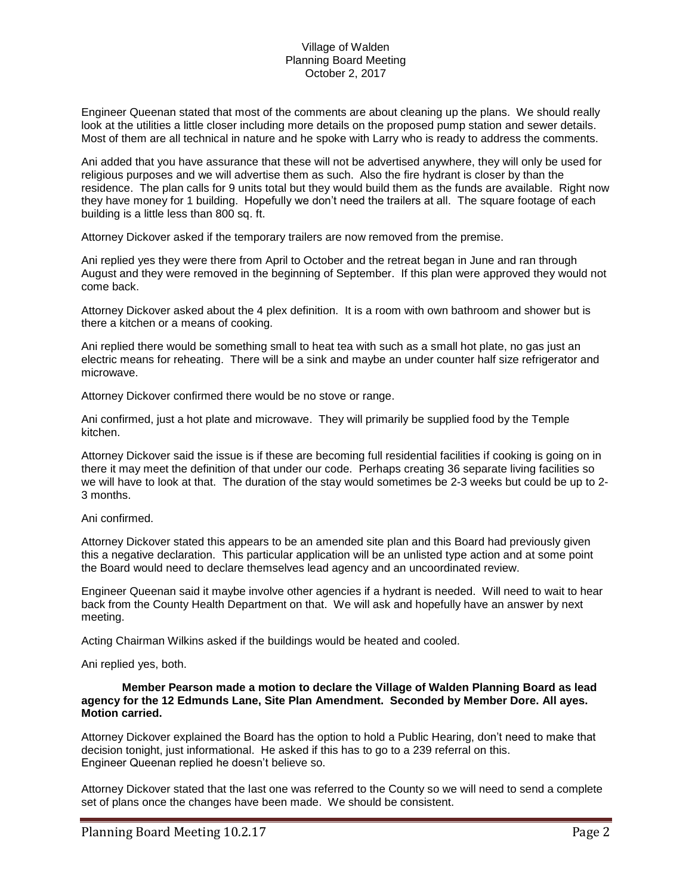Village of Walden
Planning Board Meeting
October 2, 2017

Engineer Queenan stated that most of the comments are about cleaning up the plans. We should really look at the utilities a little closer including more details on the proposed pump station and sewer details. Most of them are all technical in nature and he spoke with Larry who is ready to address the comments.

Ani added that you have assurance that these will not be advertised anywhere, they will only be used for religious purposes and we will advertise them as such. Also the fire hydrant is closer by than the residence. The plan calls for 9 units total but they would build them as the funds are available. Right now they have money for 1 building. Hopefully we don't need the trailers at all. The square footage of each building is a little less than 800 sq. ft.

Attorney Dickover asked if the temporary trailers are now removed from the premise.

Ani replied yes they were there from April to October and the retreat began in June and ran through August and they were removed in the beginning of September. If this plan were approved they would not come back.

Attorney Dickover asked about the 4 plex definition. It is a room with own bathroom and shower but is there a kitchen or a means of cooking.

Ani replied there would be something small to heat tea with such as a small hot plate, no gas just an electric means for reheating. There will be a sink and maybe an under counter half size refrigerator and microwave.

Attorney Dickover confirmed there would be no stove or range.

Ani confirmed, just a hot plate and microwave. They will primarily be supplied food by the Temple kitchen.

Attorney Dickover said the issue is if these are becoming full residential facilities if cooking is going on in there it may meet the definition of that under our code. Perhaps creating 36 separate living facilities so we will have to look at that. The duration of the stay would sometimes be 2-3 weeks but could be up to 2-3 months.

Ani confirmed.

Attorney Dickover stated this appears to be an amended site plan and this Board had previously given this a negative declaration. This particular application will be an unlisted type action and at some point the Board would need to declare themselves lead agency and an uncoordinated review.

Engineer Queenan said it maybe involve other agencies if a hydrant is needed. Will need to wait to hear back from the County Health Department on that. We will ask and hopefully have an answer by next meeting.

Acting Chairman Wilkins asked if the buildings would be heated and cooled.

Ani replied yes, both.

**Member Pearson made a motion to declare the Village of Walden Planning Board as lead agency for the 12 Edmunds Lane, Site Plan Amendment. Seconded by Member Dore. All ayes. Motion carried.**

Attorney Dickover explained the Board has the option to hold a Public Hearing, don't need to make that decision tonight, just informational. He asked if this has to go to a 239 referral on this.
Engineer Queenan replied he doesn't believe so.

Attorney Dickover stated that the last one was referred to the County so we will need to send a complete set of plans once the changes have been made. We should be consistent.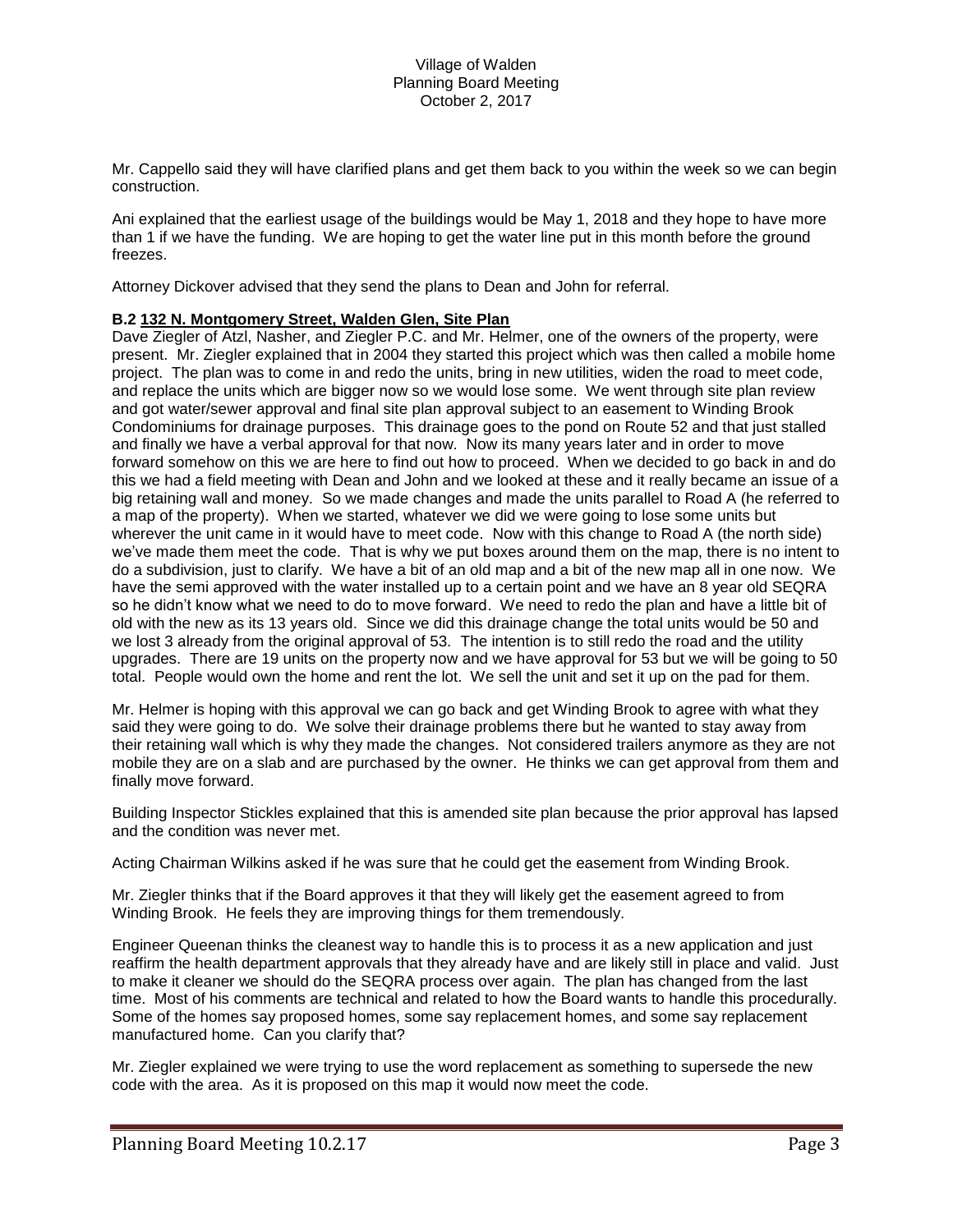Mr. Cappello said they will have clarified plans and get them back to you within the week so we can begin construction.

Ani explained that the earliest usage of the buildings would be May 1, 2018 and they hope to have more than 1 if we have the funding. We are hoping to get the water line put in this month before the ground freezes.

Attorney Dickover advised that they send the plans to Dean and John for referral.

**B.2 132 N. Montgomery Street, Walden Glen, Site Plan**

Dave Ziegler of Atzl, Nasher, and Ziegler P.C. and Mr. Helmer, one of the owners of the property, were present. Mr. Ziegler explained that in 2004 they started this project which was then called a mobile home project. The plan was to come in and redo the units, bring in new utilities, widen the road to meet code, and replace the units which are bigger now so we would lose some. We went through site plan review and got water/sewer approval and final site plan approval subject to an easement to Winding Brook Condominiums for drainage purposes. This drainage goes to the pond on Route 52 and that just stalled and finally we have a verbal approval for that now. Now its many years later and in order to move forward somehow on this we are here to find out how to proceed. When we decided to go back in and do this we had a field meeting with Dean and John and we looked at these and it really became an issue of a big retaining wall and money. So we made changes and made the units parallel to Road A (he referred to a map of the property). When we started, whatever we did we were going to lose some units but wherever the unit came in it would have to meet code. Now with this change to Road A (the north side) we've made them meet the code. That is why we put boxes around them on the map, there is no intent to do a subdivision, just to clarify. We have a bit of an old map and a bit of the new map all in one now. We have the semi approved with the water installed up to a certain point and we have an 8 year old SEQRA so he didn't know what we need to do to move forward. We need to redo the plan and have a little bit of old with the new as its 13 years old. Since we did this drainage change the total units would be 50 and we lost 3 already from the original approval of 53. The intention is to still redo the road and the utility upgrades. There are 19 units on the property now and we have approval for 53 but we will be going to 50 total. People would own the home and rent the lot. We sell the unit and set it up on the pad for them.

Mr. Helmer is hoping with this approval we can go back and get Winding Brook to agree with what they said they were going to do. We solve their drainage problems there but he wanted to stay away from their retaining wall which is why they made the changes. Not considered trailers anymore as they are not mobile they are on a slab and are purchased by the owner. He thinks we can get approval from them and finally move forward.

Building Inspector Stickles explained that this is amended site plan because the prior approval has lapsed and the condition was never met.

Acting Chairman Wilkins asked if he was sure that he could get the easement from Winding Brook.

Mr. Ziegler thinks that if the Board approves it that they will likely get the easement agreed to from Winding Brook. He feels they are improving things for them tremendously.

Engineer Queenan thinks the cleanest way to handle this is to process it as a new application and just reaffirm the health department approvals that they already have and are likely still in place and valid. Just to make it cleaner we should do the SEQRA process over again. The plan has changed from the last time. Most of his comments are technical and related to how the Board wants to handle this procedurally. Some of the homes say proposed homes, some say replacement homes, and some say replacement manufactured home. Can you clarify that?

Mr. Ziegler explained we were trying to use the word replacement as something to supersede the new code with the area. As it is proposed on this map it would now meet the code.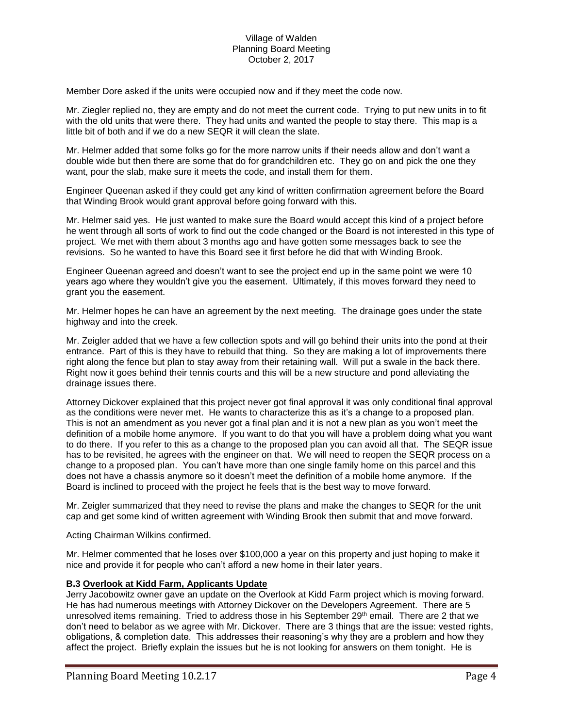Member Dore asked if the units were occupied now and if they meet the code now.

Mr. Ziegler replied no, they are empty and do not meet the current code. Trying to put new units in to fit with the old units that were there. They had units and wanted the people to stay there. This map is a little bit of both and if we do a new SEQR it will clean the slate.

Mr. Helmer added that some folks go for the more narrow units if their needs allow and don't want a double wide but then there are some that do for grandchildren etc. They go on and pick the one they want, pour the slab, make sure it meets the code, and install them for them.

Engineer Queenan asked if they could get any kind of written confirmation agreement before the Board that Winding Brook would grant approval before going forward with this.

Mr. Helmer said yes. He just wanted to make sure the Board would accept this kind of a project before he went through all sorts of work to find out the code changed or the Board is not interested in this type of project. We met with them about 3 months ago and have gotten some messages back to see the revisions. So he wanted to have this Board see it first before he did that with Winding Brook.

Engineer Queenan agreed and doesn't want to see the project end up in the same point we were 10 years ago where they wouldn't give you the easement. Ultimately, if this moves forward they need to grant you the easement.

Mr. Helmer hopes he can have an agreement by the next meeting. The drainage goes under the state highway and into the creek.

Mr. Zeigler added that we have a few collection spots and will go behind their units into the pond at their entrance. Part of this is they have to rebuild that thing. So they are making a lot of improvements there right along the fence but plan to stay away from their retaining wall. Will put a swale in the back there. Right now it goes behind their tennis courts and this will be a new structure and pond alleviating the drainage issues there.

Attorney Dickover explained that this project never got final approval it was only conditional final approval as the conditions were never met. He wants to characterize this as it's a change to a proposed plan. This is not an amendment as you never got a final plan and it is not a new plan as you won't meet the definition of a mobile home anymore. If you want to do that you will have a problem doing what you want to do there. If you refer to this as a change to the proposed plan you can avoid all that. The SEQR issue has to be revisited, he agrees with the engineer on that. We will need to reopen the SEQR process on a change to a proposed plan. You can't have more than one single family home on this parcel and this does not have a chassis anymore so it doesn't meet the definition of a mobile home anymore. If the Board is inclined to proceed with the project he feels that is the best way to move forward.

Mr. Zeigler summarized that they need to revise the plans and make the changes to SEQR for the unit cap and get some kind of written agreement with Winding Brook then submit that and move forward.

Acting Chairman Wilkins confirmed.

Mr. Helmer commented that he loses over $100,000 a year on this property and just hoping to make it nice and provide it for people who can't afford a new home in their later years.

**B.3 Overlook at Kidd Farm, Applicants Update**

Jerry Jacobowitz owner gave an update on the Overlook at Kidd Farm project which is moving forward. He has had numerous meetings with Attorney Dickover on the Developers Agreement. There are 5 unresolved items remaining. Tried to address those in his September 29th email. There are 2 that we don't need to belabor as we agree with Mr. Dickover. There are 3 things that are the issue: vested rights, obligations, & completion date. This addresses their reasoning's why they are a problem and how they affect the project. Briefly explain the issues but he is not looking for answers on them tonight. He is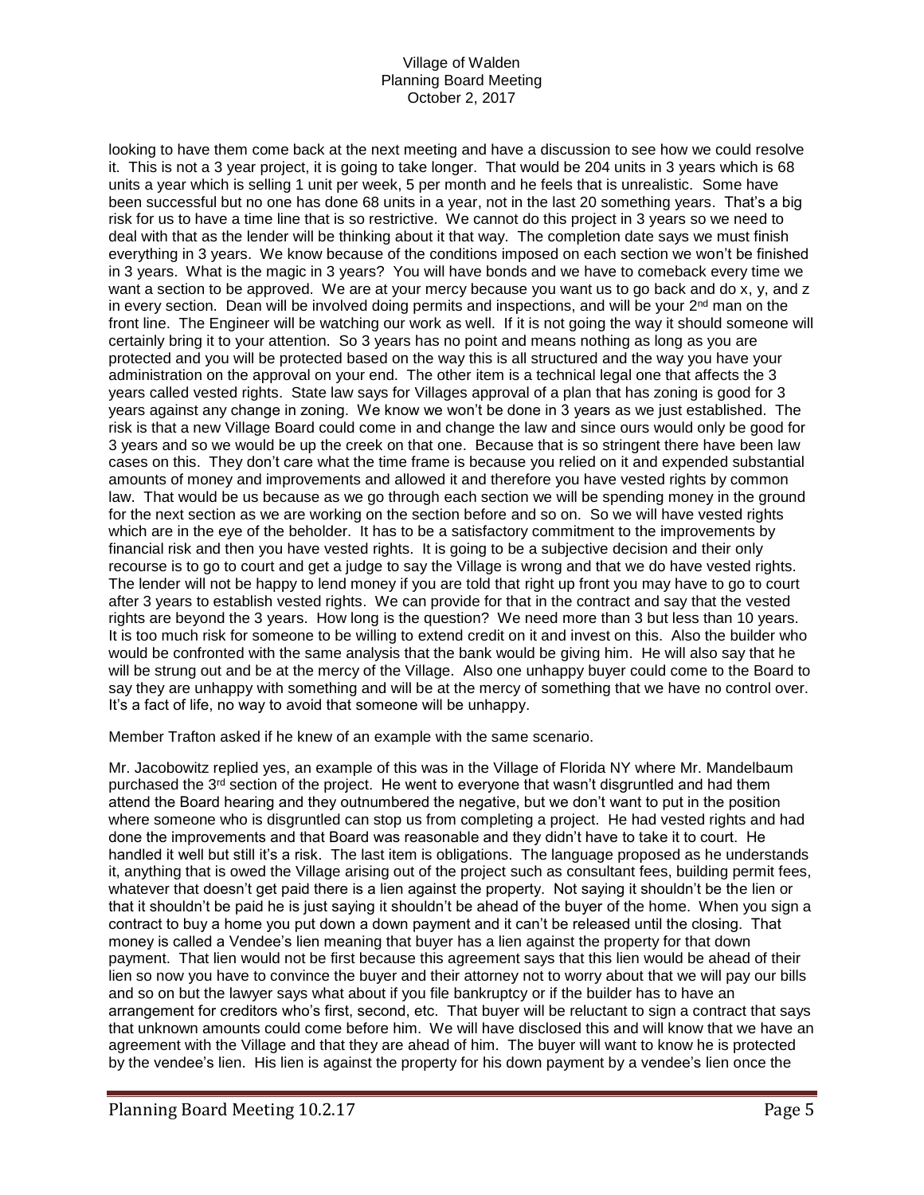looking to have them come back at the next meeting and have a discussion to see how we could resolve it. This is not a 3 year project, it is going to take longer. That would be 204 units in 3 years which is 68 units a year which is selling 1 unit per week, 5 per month and he feels that is unrealistic. Some have been successful but no one has done 68 units in a year, not in the last 20 something years. That's a big risk for us to have a time line that is so restrictive. We cannot do this project in 3 years so we need to deal with that as the lender will be thinking about it that way. The completion date says we must finish everything in 3 years. We know because of the conditions imposed on each section we won't be finished in 3 years. What is the magic in 3 years? You will have bonds and we have to comeback every time we want a section to be approved. We are at your mercy because you want us to go back and do x, y, and z in every section. Dean will be involved doing permits and inspections, and will be your 2nd man on the front line. The Engineer will be watching our work as well. If it is not going the way it should someone will certainly bring it to your attention. So 3 years has no point and means nothing as long as you are protected and you will be protected based on the way this is all structured and the way you have your administration on the approval on your end. The other item is a technical legal one that affects the 3 years called vested rights. State law says for Villages approval of a plan that has zoning is good for 3 years against any change in zoning. We know we won't be done in 3 years as we just established. The risk is that a new Village Board could come in and change the law and since ours would only be good for 3 years and so we would be up the creek on that one. Because that is so stringent there have been law cases on this. They don't care what the time frame is because you relied on it and expended substantial amounts of money and improvements and allowed it and therefore you have vested rights by common law. That would be us because as we go through each section we will be spending money in the ground for the next section as we are working on the section before and so on. So we will have vested rights which are in the eye of the beholder. It has to be a satisfactory commitment to the improvements by financial risk and then you have vested rights. It is going to be a subjective decision and their only recourse is to go to court and get a judge to say the Village is wrong and that we do have vested rights. The lender will not be happy to lend money if you are told that right up front you may have to go to court after 3 years to establish vested rights. We can provide for that in the contract and say that the vested rights are beyond the 3 years. How long is the question? We need more than 3 but less than 10 years. It is too much risk for someone to be willing to extend credit on it and invest on this. Also the builder who would be confronted with the same analysis that the bank would be giving him. He will also say that he will be strung out and be at the mercy of the Village. Also one unhappy buyer could come to the Board to say they are unhappy with something and will be at the mercy of something that we have no control over. It's a fact of life, no way to avoid that someone will be unhappy.

Member Trafton asked if he knew of an example with the same scenario.

Mr. Jacobowitz replied yes, an example of this was in the Village of Florida NY where Mr. Mandelbaum purchased the 3rd section of the project. He went to everyone that wasn't disgruntled and had them attend the Board hearing and they outnumbered the negative, but we don't want to put in the position where someone who is disgruntled can stop us from completing a project. He had vested rights and had done the improvements and that Board was reasonable and they didn't have to take it to court. He handled it well but still it's a risk. The last item is obligations. The language proposed as he understands it, anything that is owed the Village arising out of the project such as consultant fees, building permit fees, whatever that doesn't get paid there is a lien against the property. Not saying it shouldn't be the lien or that it shouldn't be paid he is just saying it shouldn't be ahead of the buyer of the home. When you sign a contract to buy a home you put down a down payment and it can't be released until the closing. That money is called a Vendee's lien meaning that buyer has a lien against the property for that down payment. That lien would not be first because this agreement says that this lien would be ahead of their lien so now you have to convince the buyer and their attorney not to worry about that we will pay our bills and so on but the lawyer says what about if you file bankruptcy or if the builder has to have an arrangement for creditors who's first, second, etc. That buyer will be reluctant to sign a contract that says that unknown amounts could come before him. We will have disclosed this and will know that we have an agreement with the Village and that they are ahead of him. The buyer will want to know he is protected by the vendee's lien. His lien is against the property for his down payment by a vendee's lien once the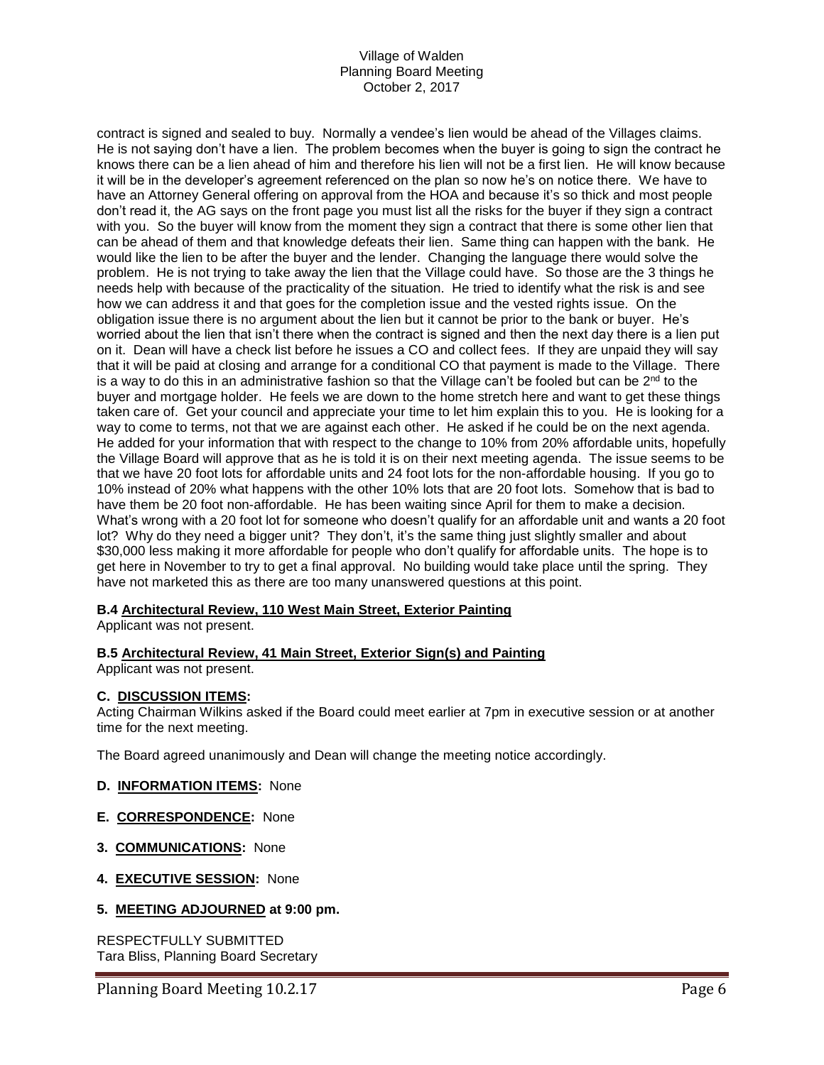contract is signed and sealed to buy. Normally a vendee's lien would be ahead of the Villages claims. He is not saying don't have a lien. The problem becomes when the buyer is going to sign the contract he knows there can be a lien ahead of him and therefore his lien will not be a first lien. He will know because it will be in the developer's agreement referenced on the plan so now he's on notice there. We have to have an Attorney General offering on approval from the HOA and because it's so thick and most people don't read it, the AG says on the front page you must list all the risks for the buyer if they sign a contract with you. So the buyer will know from the moment they sign a contract that there is some other lien that can be ahead of them and that knowledge defeats their lien. Same thing can happen with the bank. He would like the lien to be after the buyer and the lender. Changing the language there would solve the problem. He is not trying to take away the lien that the Village could have. So those are the 3 things he needs help with because of the practicality of the situation. He tried to identify what the risk is and see how we can address it and that goes for the completion issue and the vested rights issue. On the obligation issue there is no argument about the lien but it cannot be prior to the bank or buyer. He's worried about the lien that isn't there when the contract is signed and then the next day there is a lien put on it. Dean will have a check list before he issues a CO and collect fees. If they are unpaid they will say that it will be paid at closing and arrange for a conditional CO that payment is made to the Village. There is a way to do this in an administrative fashion so that the Village can't be fooled but can be 2nd to the buyer and mortgage holder. He feels we are down to the home stretch here and want to get these things taken care of. Get your council and appreciate your time to let him explain this to you. He is looking for a way to come to terms, not that we are against each other. He asked if he could be on the next agenda. He added for your information that with respect to the change to 10% from 20% affordable units, hopefully the Village Board will approve that as he is told it is on their next meeting agenda. The issue seems to be that we have 20 foot lots for affordable units and 24 foot lots for the non-affordable housing. If you go to 10% instead of 20% what happens with the other 10% lots that are 20 foot lots. Somehow that is bad to have them be 20 foot non-affordable. He has been waiting since April for them to make a decision. What's wrong with a 20 foot lot for someone who doesn't qualify for an affordable unit and wants a 20 foot lot? Why do they need a bigger unit? They don't, it's the same thing just slightly smaller and about $30,000 less making it more affordable for people who don't qualify for affordable units. The hope is to get here in November to try to get a final approval. No building would take place until the spring. They have not marketed this as there are too many unanswered questions at this point.

**B.4 Architectural Review, 110 West Main Street, Exterior Painting**

Applicant was not present.

**B.5 Architectural Review, 41 Main Street, Exterior Sign(s) and Painting**

Applicant was not present.

**C. DISCUSSION ITEMS:**

Acting Chairman Wilkins asked if the Board could meet earlier at 7pm in executive session or at another time for the next meeting.

The Board agreed unanimously and Dean will change the meeting notice accordingly.

**D. INFORMATION ITEMS:** None

**E. CORRESPONDENCE:** None

**3. COMMUNICATIONS:** None

**4. EXECUTIVE SESSION:** None

**5. MEETING ADJOURNED at 9:00 pm.**

RESPECTFULLY SUBMITTED
Tara Bliss, Planning Board Secretary